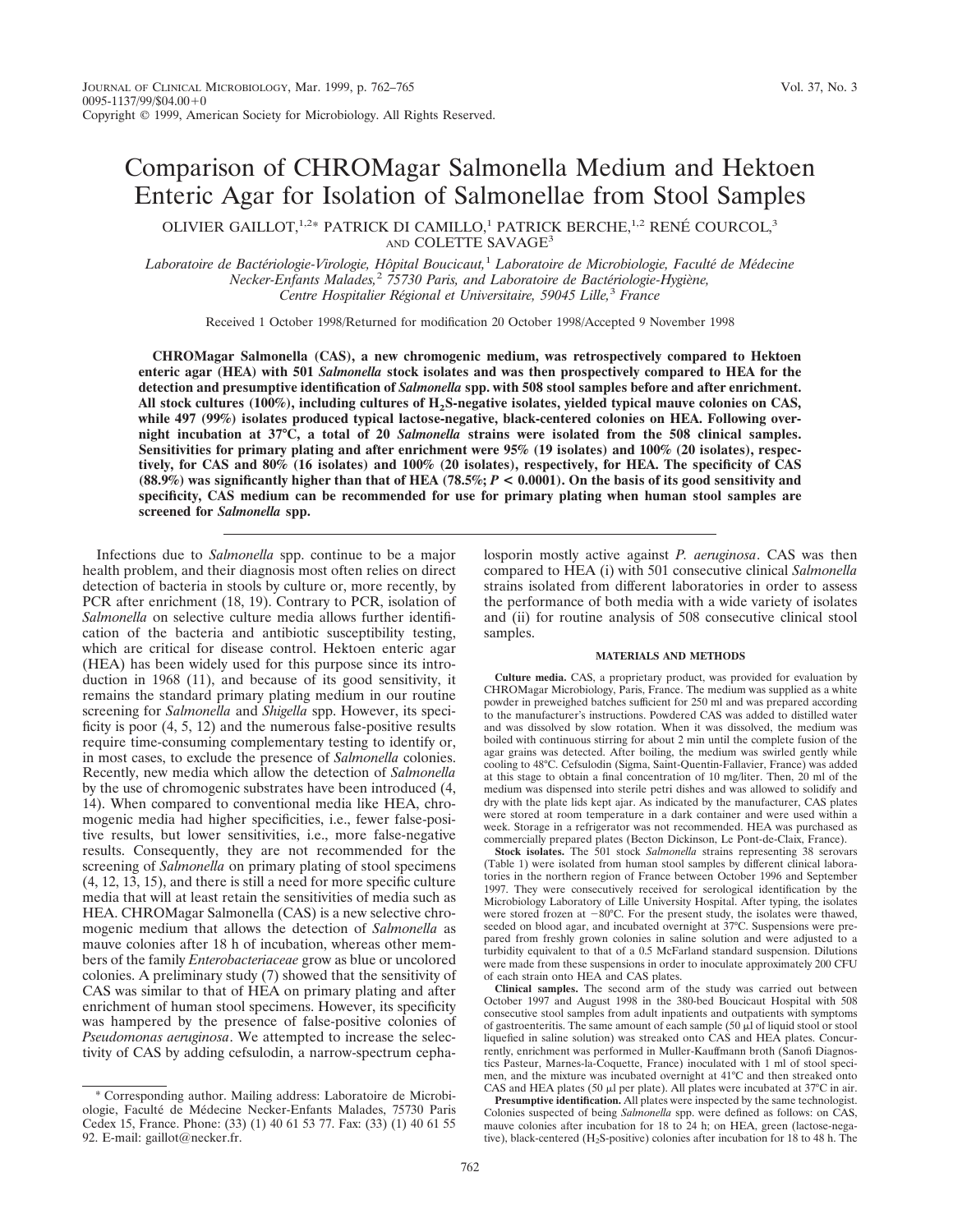# Comparison of CHROMagar Salmonella Medium and Hektoen Enteric Agar for Isolation of Salmonellae from Stool Samples

OLIVIER GAILLOT,[1,2]* PATRICK DI CAMILLO,[1] PATRICK BERCHE,[1,2] RENÉ COURCOL,[3] AND COLETTE SAVAGE[3]

*Laboratoire de Bactériologie-Virologie, Hôpital Boucicaut,*[1] *Laboratoire de Microbiologie, Faculté de Médecine Necker-Enfants Malades,*[2] *75730 Paris, and Laboratoire de Bactériologie-Hygiène, Centre Hospitalier Régional et Universitaire, 59045 Lille,*[3] *France*

Received 1 October 1998/Returned for modification 20 October 1998/Accepted 9 November 1998

**CHROMagar Salmonella (CAS), a new chromogenic medium, was retrospectively compared to Hektoen enteric agar (HEA) with 501 *Salmonella* stock isolates and was then prospectively compared to HEA for the detection and presumptive identification of *Salmonella* spp. with 508 stool samples before and after enrichment. All stock cultures (100%), including cultures of $H_2S$-negative isolates, yielded typical mauve colonies on CAS, while 497 (99%) isolates produced typical lactose-negative, black-centered colonies on HEA. Following overnight incubation at 37°C, a total of 20 *Salmonella* strains were isolated from the 508 clinical samples. Sensitivities for primary plating and after enrichment were 95% (19 isolates) and 100% (20 isolates), respectively, for CAS and 80% (16 isolates) and 100% (20 isolates), respectively, for HEA. The specificity of CAS (88.9%) was significantly higher than that of HEA (78.5%; $P < 0.0001$). On the basis of its good sensitivity and specificity, CAS medium can be recommended for use for primary plating when human stool samples are screened for *Salmonella* spp.**

Infections due to *Salmonella* spp. continue to be a major health problem, and their diagnosis most often relies on direct detection of bacteria in stools by culture or, more recently, by PCR after enrichment (18, 19). Contrary to PCR, isolation of *Salmonella* on selective culture media allows further identification of the bacteria and antibiotic susceptibility testing, which are critical for disease control. Hektoen enteric agar (HEA) has been widely used for this purpose since its introduction in 1968 (11), and because of its good sensitivity, it remains the standard primary plating medium in our routine screening for *Salmonella* and *Shigella* spp. However, its specificity is poor (4, 5, 12) and the numerous false-positive results require time-consuming complementary testing to identify or, in most cases, to exclude the presence of *Salmonella* colonies. Recently, new media which allow the detection of *Salmonella* by the use of chromogenic substrates have been introduced (4, 14). When compared to conventional media like HEA, chromogenic media had higher specificities, i.e., fewer false-positive results, but lower sensitivities, i.e., more false-negative results. Consequently, they are not recommended for the screening of *Salmonella* on primary plating of stool specimens (4, 12, 13, 15), and there is still a need for more specific culture media that will at least retain the sensitivities of media such as HEA. CHROMagar Salmonella (CAS) is a new selective chromogenic medium that allows the detection of *Salmonella* as mauve colonies after 18 h of incubation, whereas other members of the family *Enterobacteriaceae* grow as blue or uncolored colonies. A preliminary study (7) showed that the sensitivity of CAS was similar to that of HEA on primary plating and after enrichment of human stool specimens. However, its specificity was hampered by the presence of false-positive colonies of *Pseudomonas aeruginosa*. We attempted to increase the selectivity of CAS by adding cefsulodin, a narrow-spectrum cephalosporin mostly active against *P. aeruginosa*. CAS was then compared to HEA (i) with 501 consecutive clinical *Salmonella* strains isolated from different laboratories in order to assess the performance of both media with a wide variety of isolates and (ii) for routine analysis of 508 consecutive clinical stool samples.

## MATERIALS AND METHODS

**Culture media.** CAS, a proprietary product, was provided for evaluation by CHROMagar Microbiology, Paris, France. The medium was supplied as a white powder in preweighed batches sufficient for 250 ml and was prepared according to the manufacturer's instructions. Powdered CAS was added to distilled water and was dissolved by slow rotation. When it was dissolved, the medium was boiled with continuous stirring for about 2 min until the complete fusion of the agar grains was detected. After boiling, the medium was swirled gently while cooling to 48°C. Cefsulodin (Sigma, Saint-Quentin-Fallavier, France) was added at this stage to obtain a final concentration of 10 mg/liter. Then, 20 ml of the medium was dispensed into sterile petri dishes and was allowed to solidify and dry with the plate lids kept ajar. As indicated by the manufacturer, CAS plates were stored at room temperature in a dark container and were used within a week. Storage in a refrigerator was not recommended. HEA was purchased as commercially prepared plates (Becton Dickinson, Le Pont-de-Claix, France).

**Stock isolates.** The 501 stock *Salmonella* strains representing 38 serovars (Table 1) were isolated from human stool samples by different clinical laboratories in the northern region of France between October 1996 and September 1997. They were consecutively received for serological identification by the Microbiology Laboratory of Lille University Hospital. After typing, the isolates were stored frozen at −80°C. For the present study, the isolates were thawed, seeded on blood agar, and incubated overnight at 37°C. Suspensions were prepared from freshly grown colonies in saline solution and were adjusted to a turbidity equivalent to that of a 0.5 McFarland standard suspension. Dilutions were made from these suspensions in order to inoculate approximately 200 CFU of each strain onto HEA and CAS plates.

**Clinical samples.** The second arm of the study was carried out between October 1997 and August 1998 in the 380-bed Boucicaut Hospital with 508 consecutive stool samples from adult inpatients and outpatients with symptoms of gastroenteritis. The same amount of each sample (50 μl of liquid stool or stool liquefied in saline solution) was streaked onto CAS and HEA plates. Concurrently, enrichment was performed in Muller-Kauffmann broth (Sanofi Diagnostics Pasteur, Marnes-la-Coquette, France) inoculated with 1 ml of stool specimen, and the mixture was incubated overnight at 41°C and then streaked onto CAS and HEA plates (50 μl per plate). All plates were incubated at 37°C in air.

**Presumptive identification.** All plates were inspected by the same technologist. Colonies suspected of being *Salmonella* spp. were defined as follows: on CAS, mauve colonies after incubation for 18 to 24 h; on HEA, green (lactose-negative), black-centered ($H_2S$-positive) colonies after incubation for 18 to 48 h. The

\* Corresponding author. Mailing address: Laboratoire de Microbiologie, Faculté de Médecine Necker-Enfants Malades, 75730 Paris Cedex 15, France. Phone: (33) (1) 40 61 53 77. Fax: (33) (1) 40 61 55 92. E-mail: gaillot@necker.fr.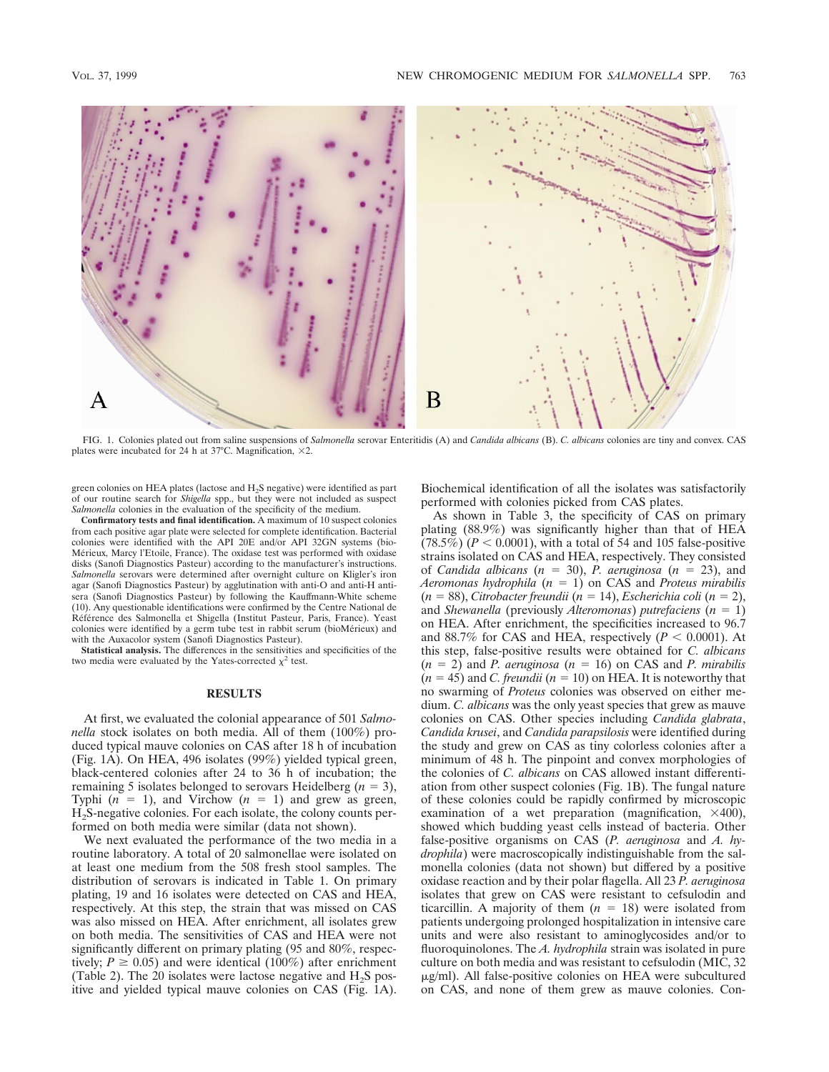FIG. 1. Colonies plated out from saline suspensions of *Salmonella* serovar Enteritidis (A) and *Candida albicans* (B). *C. albicans* colonies are tiny and convex. CAS plates were incubated for 24 h at 37°C. Magnification, ×2.

green colonies on HEA plates (lactose and $H_2S$ negative) were identified as part of our routine search for *Shigella* spp., but they were not included as suspect *Salmonella* colonies in the evaluation of the specificity of the medium.

**Confirmatory tests and final identification.** A maximum of 10 suspect colonies from each positive agar plate were selected for complete identification. Bacterial colonies were identified with the API 20E and/or API 32GN systems (bioMérieux, Marcy l'Etoile, France). The oxidase test was performed with oxidase disks (Sanofi Diagnostics Pasteur) according to the manufacturer's instructions. *Salmonella* serovars were determined after overnight culture on Kligler's iron agar (Sanofi Diagnostics Pasteur) by agglutination with anti-O and anti-H antisera (Sanofi Diagnostics Pasteur) by following the Kauffmann-White scheme (10). Any questionable identifications were confirmed by the Centre National de Référence des Salmonella et Shigella (Institut Pasteur, Paris, France). Yeast colonies were identified by a germ tube test in rabbit serum (bioMérieux) and with the Auxacolor system (Sanofi Diagnostics Pasteur).

**Statistical analysis.** The differences in the sensitivities and specificities of the two media were evaluated by the Yates-corrected $\chi^2$ test.

## RESULTS

At first, we evaluated the colonial appearance of 501 *Salmonella* stock isolates on both media. All of them (100%) produced typical mauve colonies on CAS after 18 h of incubation (Fig. 1A). On HEA, 496 isolates (99%) yielded typical green, black-centered colonies after 24 to 36 h of incubation; the remaining 5 isolates belonged to serovars Heidelberg ($n = 3$), Typhi ($n = 1$), and Virchow ($n = 1$) and grew as green, $H_2S$-negative colonies. For each isolate, the colony counts performed on both media were similar (data not shown).

We next evaluated the performance of the two media in a routine laboratory. A total of 20 salmonellae were isolated on at least one medium from the 508 fresh stool samples. The distribution of serovars is indicated in Table 1. On primary plating, 19 and 16 isolates were detected on CAS and HEA, respectively. At this step, the strain that was missed on CAS was also missed on HEA. After enrichment, all isolates grew on both media. The sensitivities of CAS and HEA were not significantly different on primary plating (95 and 80%, respectively; $P \geq 0.05$) and were identical (100%) after enrichment (Table 2). The 20 isolates were lactose negative and $H_2S$ positive and yielded typical mauve colonies on CAS (Fig. 1A). Biochemical identification of all the isolates was satisfactorily performed with colonies picked from CAS plates.

As shown in Table 3, the specificity of CAS on primary plating (88.9%) was significantly higher than that of HEA (78.5%) ($P < 0.0001$), with a total of 54 and 105 false-positive strains isolated on CAS and HEA, respectively. They consisted of *Candida albicans* ($n = 30$), *P. aeruginosa* ($n = 23$), and *Aeromonas hydrophila* ($n = 1$) on CAS and *Proteus mirabilis* ($n = 88$), *Citrobacter freundii* ($n = 14$), *Escherichia coli* ($n = 2$), and *Shewanella* (previously *Alteromonas*) *putrefaciens* ($n = 1$) on HEA. After enrichment, the specificities increased to 96.7 and 88.7% for CAS and HEA, respectively ($P < 0.0001$). At this step, false-positive results were obtained for *C. albicans* ($n = 2$) and *P. aeruginosa* ($n = 16$) on CAS and *P. mirabilis* ($n = 45$) and *C. freundii* ($n = 10$) on HEA. It is noteworthy that no swarming of *Proteus* colonies was observed on either medium. *C. albicans* was the only yeast species that grew as mauve colonies on CAS. Other species including *Candida glabrata*, *Candida krusei*, and *Candida parapsilosis* were identified during the study and grew on CAS as tiny colorless colonies after a minimum of 48 h. The pinpoint and convex morphologies of the colonies of *C. albicans* on CAS allowed instant differentiation from other suspect colonies (Fig. 1B). The fungal nature of these colonies could be rapidly confirmed by microscopic examination of a wet preparation (magnification, ×400), showed which budding yeast cells instead of bacteria. Other false-positive organisms on CAS (*P. aeruginosa* and *A. hydrophila*) were macroscopically indistinguishable from the salmonella colonies (data not shown) but differed by a positive oxidase reaction and by their polar flagella. All 23 *P. aeruginosa* isolates that grew on CAS were resistant to cefsulodin and ticarcillin. A majority of them ($n = 18$) were isolated from patients undergoing prolonged hospitalization in intensive care units and were also resistant to aminoglycosides and/or to fluoroquinolones. The *A. hydrophila* strain was isolated in pure culture on both media and was resistant to cefsulodin (MIC, 32 μg/ml). All false-positive colonies on HEA were subcultured on CAS, and none of them grew as mauve colonies. Con-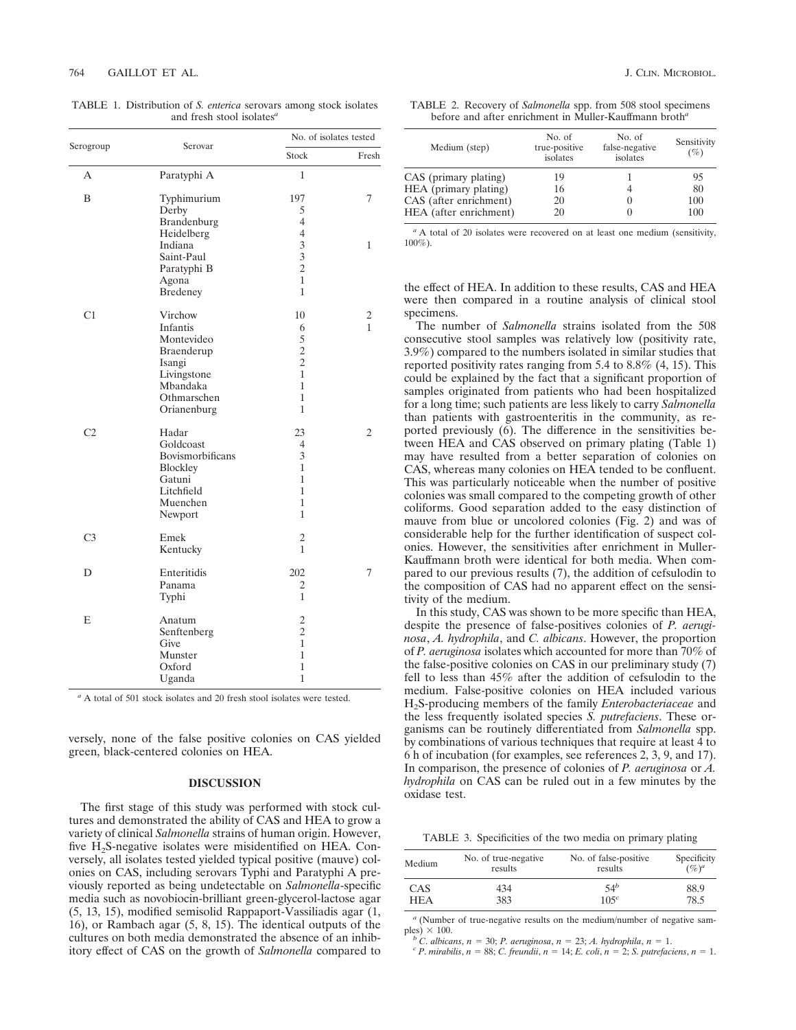TABLE 1. Distribution of *S. enterica* serovars among stock isolates and fresh stool isolates[a]

| Serogroup | Serovar | No. of isolates tested | |
|---|---|---|---|
| | | Stock | Fresh |
| A | Paratyphi A | 1 | |
| B | Typhimurium | 197 | 7 |
| | Derby | 5 | |
| | Brandenburg | 4 | |
| | Heidelberg | 4 | |
| | Indiana | 3 | 1 |
| | Saint-Paul | 3 | |
| | Paratyphi B | 2 | |
| | Agona | 1 | |
| | Bredeney | 1 | |
| C1 | Virchow | 10 | 2 |
| | Infantis | 6 | 1 |
| | Montevideo | 5 | |
| | Braenderup | 2 | |
| | Isangi | 2 | |
| | Livingstone | 1 | |
| | Mbandaka | 1 | |
| | Othmarschen | 1 | |
| | Orianenburg | 1 | |
| C2 | Hadar | 23 | 2 |
| | Goldcoast | 4 | |
| | Bovismorbificans | 3 | |
| | Blockley | 1 | |
| | Gatuni | 1 | |
| | Litchfield | 1 | |
| | Muenchen | 1 | |
| | Newport | 1 | |
| C3 | Emek | 2 | |
| | Kentucky | 1 | |
| D | Enteritidis | 202 | 7 |
| | Panama | 2 | |
| | Typhi | 1 | |
| E | Anatum | 2 | |
| | Senftenberg | 2 | |
| | Give | 1 | |
| | Munster | 1 | |
| | Oxford | 1 | |
| | Uganda | 1 | |

[a] A total of 501 stock isolates and 20 fresh stool isolates were tested.

versely, none of the false positive colonies on CAS yielded green, black-centered colonies on HEA.

## DISCUSSION

The first stage of this study was performed with stock cultures and demonstrated the ability of CAS and HEA to grow a variety of clinical *Salmonella* strains of human origin. However, five $H_2S$-negative isolates were misidentified on HEA. Conversely, all isolates tested yielded typical positive (mauve) colonies on CAS, including serovars Typhi and Paratyphi A previously reported as being undetectable on *Salmonella*-specific media such as novobiocin-brilliant green-glycerol-lactose agar (5, 13, 15), modified semisolid Rappaport-Vassiliadis agar (1, 16), or Rambach agar (5, 8, 15). The identical outputs of the cultures on both media demonstrated the absence of an inhibitory effect of CAS on the growth of *Salmonella* compared to the effect of HEA. In addition to these results, CAS and HEA were then compared in a routine analysis of clinical stool specimens.

TABLE 2. Recovery of *Salmonella* spp. from 508 stool specimens before and after enrichment in Muller-Kauffmann broth[a]

| Medium (step) | No. of true-positive isolates | No. of false-negative isolates | Sensitivity (%) |
|---|---|---|---|
| CAS (primary plating) | 19 | 1 | 95 |
| HEA (primary plating) | 16 | 4 | 80 |
| CAS (after enrichment) | 20 | 0 | 100 |
| HEA (after enrichment) | 20 | 0 | 100 |

[a] A total of 20 isolates were recovered on at least one medium (sensitivity, 100%).

The number of *Salmonella* strains isolated from the 508 consecutive stool samples was relatively low (positivity rate, 3.9%) compared to the numbers isolated in similar studies that reported positivity rates ranging from 5.4 to 8.8% (4, 15). This could be explained by the fact that a significant proportion of samples originated from patients who had been hospitalized for a long time; such patients are less likely to carry *Salmonella* than patients with gastroenteritis in the community, as reported previously (6). The difference in the sensitivities between HEA and CAS observed on primary plating (Table 1) may have resulted from a better separation of colonies on CAS, whereas many colonies on HEA tended to be confluent. This was particularly noticeable when the number of positive colonies was small compared to the competing growth of other coliforms. Good separation added to the easy distinction of mauve from blue or uncolored colonies (Fig. 2) and was of considerable help for the further identification of suspect colonies. However, the sensitivities after enrichment in Muller-Kauffmann broth were identical for both media. When compared to our previous results (7), the addition of cefsulodin to the composition of CAS had no apparent effect on the sensitivity of the medium.

In this study, CAS was shown to be more specific than HEA, despite the presence of false-positives colonies of *P. aeruginosa*, *A. hydrophila*, and *C. albicans*. However, the proportion of *P. aeruginosa* isolates which accounted for more than 70% of the false-positive colonies on CAS in our preliminary study (7) fell to less than 45% after the addition of cefsulodin to the medium. False-positive colonies on HEA included various $H_2S$-producing members of the family *Enterobacteriaceae* and the less frequently isolated species *S. putrefaciens*. These organisms can be routinely differentiated from *Salmonella* spp. by combinations of various techniques that require at least 4 to 6 h of incubation (for examples, see references 2, 3, 9, and 17). In comparison, the presence of colonies of *P. aeruginosa* or *A. hydrophila* on CAS can be ruled out in a few minutes by the oxidase test.

TABLE 3. Specificities of the two media on primary plating

| Medium | No. of true-negative results | No. of false-positive results | Specificity (%)[a] |
|---|---|---|---|
| CAS | 434 | 54[b] | 88.9 |
| HEA | 383 | 105[c] | 78.5 |

[a] (Number of true-negative results on the medium/number of negative samples) × 100.

[b] *C. albicans*, $n = 30$; *P. aeruginosa*, $n = 23$; *A. hydrophila*, $n = 1$.

[c] *P. mirabilis*, $n = 88$; *C. freundii*, $n = 14$; *E. coli*, $n = 2$; *S. putrefaciens*, $n = 1$.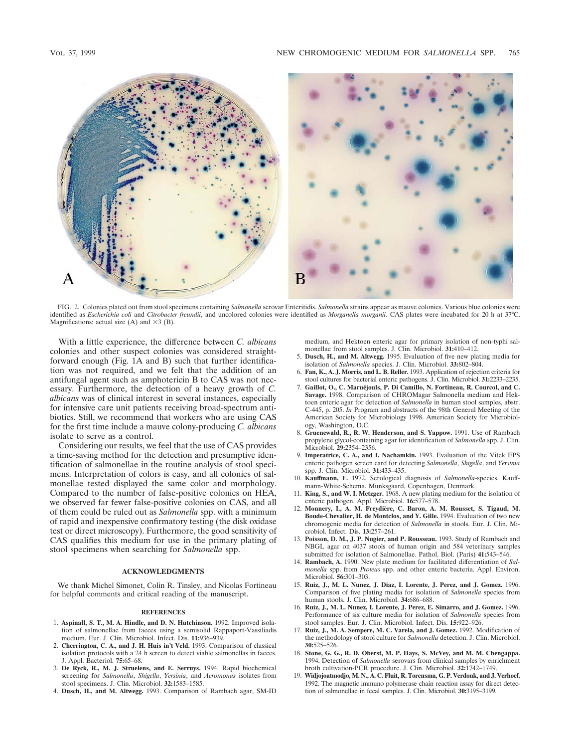A

B

FIG. 2. Colonies plated out from stool specimens containing *Salmonella* serovar Enteritidis. *Salmonella* strains appear as mauve colonies. Various blue colonies were identified as *Escherichia coli* and *Citrobacter freundii*, and uncolored colonies were identified as *Morganella morganii*. CAS plates were incubated for 20 h at 37°C. Magnifications: actual size (A) and ×3 (B).

With a little experience, the difference between *C. albicans* colonies and other suspect colonies was considered straightforward enough (Fig. 1A and B) such that further identification was not required, and we felt that the addition of an antifungal agent such as amphotericin B to CAS was not necessary. Furthermore, the detection of a heavy growth of *C. albicans* was of clinical interest in several instances, especially for intensive care unit patients receiving broad-spectrum antibiotics. Still, we recommend that workers who are using CAS for the first time include a mauve colony-producing *C. albicans* isolate to serve as a control.

Considering our results, we feel that the use of CAS provides a time-saving method for the detection and presumptive identification of salmonellae in the routine analysis of stool specimens. Interpretation of colors is easy, and all colonies of salmonellae tested displayed the same color and morphology. Compared to the number of false-positive colonies on HEA, we observed far fewer false-positive colonies on CAS, and all of them could be ruled out as *Salmonella* spp. with a minimum of rapid and inexpensive confirmatory testing (the disk oxidase test or direct microscopy). Furthermore, the good sensitivity of CAS qualifies this medium for use in the primary plating of stool specimens when searching for *Salmonella* spp.

## ACKNOWLEDGMENTS

We thank Michel Simonet, Colin R. Tinsley, and Nicolas Fortineau for helpful comments and critical reading of the manuscript.

## REFERENCES

1. **Aspinall, S. T., M. A. Hindle, and D. N. Hutchinson.** 1992. Improved isolation of salmonellae from faeces using a semisolid Rappaport-Vassiliadis medium. Eur. J. Clin. Microbiol. Infect. Dis. **11:**936–939.
2. **Cherrington, C. A., and J. H. Huis in't Veld.** 1993. Comparison of classical isolation protocols with a 24 h screen to detect viable salmonellas in faeces. J. Appl. Bacteriol. **75:**65–68.
3. **De Ryck, R., M. J. Struelens, and E. Serruys.** 1994. Rapid biochemical screening for *Salmonella*, *Shigella*, *Yersinia*, and *Aeromonas* isolates from stool specimens. J. Clin. Microbiol. **32:**1583–1585.
4. **Dusch, H., and M. Altwegg.** 1993. Comparison of Rambach agar, SM-ID medium, and Hektoen enteric agar for primary isolation of non-typhi salmonellae from stool samples. J. Clin. Microbiol. **31:**410–412.
5. **Dusch, H., and M. Altwegg.** 1995. Evaluation of five new plating media for isolation of *Salmonella* species. J. Clin. Microbiol. **33:**802–804.
6. **Fan, K., A. J. Morris, and L. B. Reller.** 1993. Application of rejection criteria for stool cultures for bacterial enteric pathogens. J. Clin. Microbiol. **31:**2233–2235.
7. **Gaillot, O., C. Maruéjouls, P. Di Camillo, N. Fortineau, R. Courcol, and C. Savage.** 1998. Comparison of CHROMagar Salmonella medium and Hektoen enteric agar for detection of *Salmonella* in human stool samples, abstr. C-445, p. 205. *In* Program and abstracts of the 98th General Meeting of the American Society for Microbiology 1998. American Society for Microbiology, Washington, D.C.
8. **Gruenewald, R., R. W. Henderson, and S. Yappow.** 1991. Use of Rambach propylene glycol-containing agar for identification of *Salmonella* spp. J. Clin. Microbiol. **29:**2354–2356.
9. **Imperatrice, C. A., and I. Nachamkin.** 1993. Evaluation of the Vitek EPS enteric pathogen screen card for detecting *Salmonella*, *Shigella*, and *Yersinia* spp. J. Clin. Microbiol. **31:**433–435.
10. **Kauffmann, F.** 1972. Serological diagnosis of *Salmonella*-species. Kauffmann-White-Schema. Munksgaard, Copenhagen, Denmark.
11. **King, S., and W. I. Metzger.** 1968. A new plating medium for the isolation of enteric pathogen. Appl. Microbiol. **16:**577–578.
12. **Monnery, I., A. M. Freydière, C. Baron, A. M. Rousset, S. Tigaud, M. Boude-Chevalier, H. de Montclos, and Y. Gille.** 1994. Evaluation of two new chromogenic media for detection of *Salmonella* in stools. Eur. J. Clin. Microbiol. Infect. Dis. **13:**257–261.
13. **Poisson, D. M., J. P. Nugier, and P. Rousseau.** 1993. Study of Rambach and NBGL agar on 4037 stools of human origin and 584 veterinary samples submitted for isolation of Salmonellae. Pathol. Biol. (Paris) **41:**543–546.
14. **Rambach, A.** 1990. New plate medium for facilitated differentiation of *Salmonella* spp. from *Proteus* spp. and other enteric bacteria. Appl. Environ. Microbiol. **56:**301–303.
15. **Ruiz, J., M. L. Nunez, J. Diaz, I. Lorente, J. Perez, and J. Gomez.** 1996. Comparison of five plating media for isolation of *Salmonella* species from human stools. J. Clin. Microbiol. **34:**686–688.
16. **Ruiz, J., M. L. Nunez, I. Lorente, J. Perez, E. Simarro, and J. Gomez.** 1996. Performance of six culture media for isolation of *Salmonella* species from stool samples. Eur. J. Clin. Microbiol. Infect. Dis. **15:**922–926.
17. **Ruiz, J., M. A. Sempere, M. C. Varela, and J. Gomez.** 1992. Modification of the methodology of stool culture for *Salmonella* detection. J. Clin. Microbiol. **30:**525–526.
18. **Stone, G. G., R. D. Oberst, M. P. Hays, S. McVey, and M. M. Chengappa.** 1994. Detection of *Salmonella* serovars from clinical samples by enrichment broth cultivation-PCR procedure. J. Clin. Microbiol. **32:**1742–1749.
19. **Widjojoatmodjo, M. N., A. C. Fluit, R. Torensma, G. P. Verdonk, and J. Verhoef.** 1992. The magnetic immuno polymerase chain reaction assay for direct detection of salmonellae in fecal samples. J. Clin. Microbiol. **30:**3195–3199.